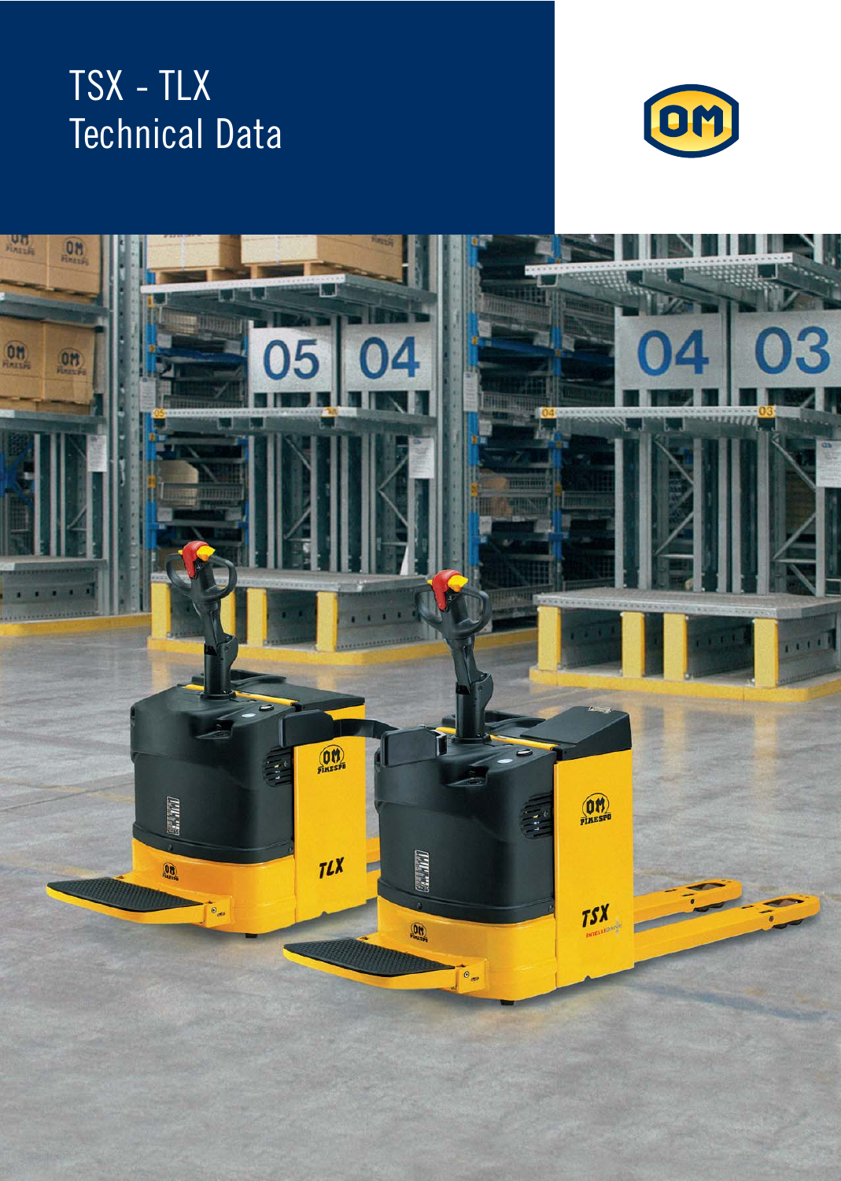# TSX - TLX
## Technical Data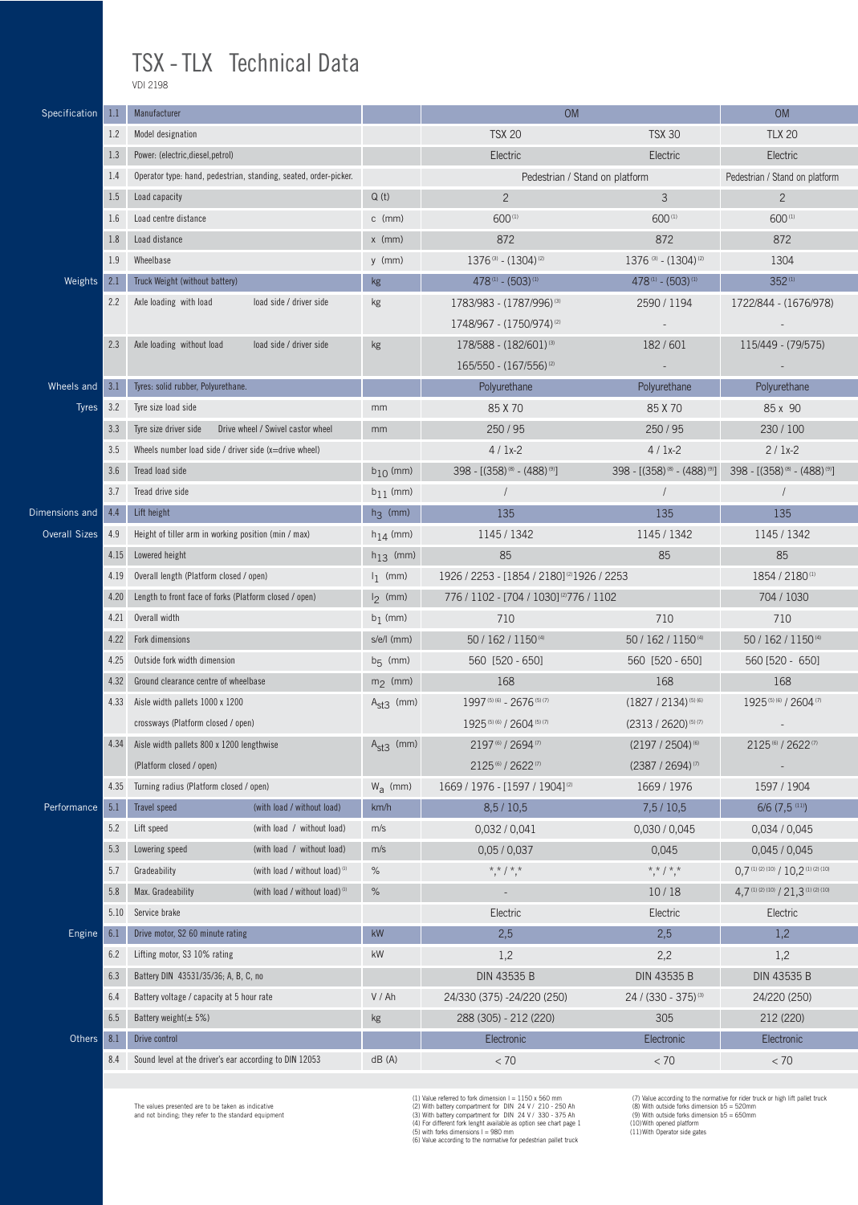# TSX - TLX Technical Data

VDI 2198

| Section | No. | Description | | Unit | TSX 20 | TSX 30 | TLX 20 |
|---|---|---|---|---|---|---|---|
| Specification | 1.1 | Manufacturer | | | OM | | OM |
| | 1.2 | Model designation | | | TSX 20 | TSX 30 | TLX 20 |
| | 1.3 | Power: (electric,diesel,petrol) | | | Electric | Electric | Electric |
| | 1.4 | Operator type: hand, pedestrian, standing, seated, order-picker. | | | Pedestrian / Stand on platform | | Pedestrian / Stand on platform |
| | 1.5 | Load capacity | | Q (t) | 2 | 3 | 2 |
| | 1.6 | Load centre distance | | c (mm) | 600 [1] | 600 [1] | 600 [1] |
| | 1.8 | Load distance | | x (mm) | 872 | 872 | 872 |
| | 1.9 | Wheelbase | | y (mm) | 1376 [3] - (1304) [2] | 1376 [3] - (1304) [2] | 1304 |
| Weights | 2.1 | Truck Weight (without battery) | | kg | 478 [1] - (503) [1] | 478 [1] - (503) [1] | 352 [1] |
| | 2.2 | Axle loading with load | load side / driver side | kg | 1783/983 - (1787/996) [3] | 2590 / 1194 | 1722/844 - (1676/978) |
| | | | | | 1748/967 - (1750/974) [2] | - | - |
| | 2.3 | Axle loading without load | load side / driver side | kg | 178/588 - (182/601) [3] | 182 / 601 | 115/449 - (79/575) |
| | | | | | 165/550 - (167/556) [2] | - | - |
| Wheels and Tyres | 3.1 | Tyres: solid rubber, Polyurethane. | | | Polyurethane | Polyurethane | Polyurethane |
| | 3.2 | Tyre size load side | | mm | 85 X 70 | 85 X 70 | 85 x 90 |
| | 3.3 | Tyre size driver side | Drive wheel / Swivel castor wheel | mm | 250 / 95 | 250 / 95 | 230 / 100 |
| | 3.5 | Wheels number load side / driver side (x=drive wheel) | | | 4 / 1x-2 | 4 / 1x-2 | 2 / 1x-2 |
| | 3.6 | Tread load side | | $b_{10}$ (mm) | 398 - [(358) [8] - (488) [9]] | 398 - [(358) [8] - (488) [9]] | 398 - [(358) [8] - (488) [9]] |
| | 3.7 | Tread drive side | | $b_{11}$ (mm) | / | / | / |
| Dimensions and Overall Sizes | 4.4 | Lift height | | $h_3$ (mm) | 135 | 135 | 135 |
| | 4.9 | Height of tiller arm in working position (min / max) | | $h_{14}$ (mm) | 1145 / 1342 | 1145 / 1342 | 1145 / 1342 |
| | 4.15 | Lowered height | | $h_{13}$ (mm) | 85 | 85 | 85 |
| | 4.19 | Overall length (Platform closed / open) | | $l_1$ (mm) | 1926 / 2253 - [1854 / 2180] [2] | 1926 / 2253 | 1854 / 2180 [1] |
| | 4.20 | Length to front face of forks (Platform closed / open) | | $l_2$ (mm) | 776 / 1102 - [704 / 1030] [2] | 776 / 1102 | 704 / 1030 |
| | 4.21 | Overall width | | $b_1$ (mm) | 710 | 710 | 710 |
| | 4.22 | Fork dimensions | | s/e/l (mm) | 50 / 162 / 1150 [4] | 50 / 162 / 1150 [4] | 50 / 162 / 1150 [4] |
| | 4.25 | Outside fork width dimension | | $b_5$ (mm) | 560 [520 - 650] | 560 [520 - 650] | 560 [520 - 650] |
| | 4.32 | Ground clearance centre of wheelbase | | $m_2$ (mm) | 168 | 168 | 168 |
| | 4.33 | Aisle width pallets 1000 x 1200 | | $A_{st3}$ (mm) | 1997 [5] [6] - 2676 [5] [7] | (1827 / 2134) [5] [6] | 1925 [5] [6] / 2604 [7] |
| | | crossways (Platform closed / open) | | | 1925 [5] [6] / 2604 [5] [7] | (2313 / 2620) [5] [7] | - |
| | 4.34 | Aisle width pallets 800 x 1200 lengthwise | | $A_{st3}$ (mm) | 2197 [6] / 2694 [7] | (2197 / 2504) [6] | 2125 [6] / 2622 [7] |
| | | (Platform closed / open) | | | 2125 [6] / 2622 [7] | (2387 / 2694) [7] | - |
| | 4.35 | Turning radius (Platform closed / open) | | $W_a$ (mm) | 1669 / 1976 - [1597 / 1904] [2] | 1669 / 1976 | 1597 / 1904 |
| Performance | 5.1 | Travel speed | (with load / without load) | km/h | 8,5 / 10,5 | 7,5 / 10,5 | 6/6 (7,5 [11]) |
| | 5.2 | Lift speed | (with load / without load) | m/s | 0,032 / 0,041 | 0,030 / 0,045 | 0,034 / 0,045 |
| | 5.3 | Lowering speed | (with load / without load) | m/s | 0,05 / 0,037 | 0,045 | 0,045 / 0,045 |
| | 5.7 | Gradeability | (with load / without load) [1] | % | *,* / *,* | *,* / *,* | 0,7 [1] [2] [10] / 10,2 [1] [2] [10] |
| | 5.8 | Max. Gradeability | (with load / without load) [1] | % | - | 10 / 18 | 4,7 [1] [2] [10] / 21,3 [1] [2] [10] |
| | 5.10 | Service brake | | | Electric | Electric | Electric |
| Engine | 6.1 | Drive motor, S2 60 minute rating | | kW | 2,5 | 2,5 | 1,2 |
| | 6.2 | Lifting motor, S3 10% rating | | kW | 1,2 | 2,2 | 1,2 |
| | 6.3 | Battery DIN 43531/35/36; A, B, C, no | | | DIN 43535 B | DIN 43535 B | DIN 43535 B |
| | 6.4 | Battery voltage / capacity at 5 hour rate | | V / Ah | 24/330 (375) -24/220 (250) | 24 / (330 - 375) [3] | 24/220 (250) |
| | 6.5 | Battery weight(± 5%) | | kg | 288 (305) - 212 (220) | 305 | 212 (220) |
| Others | 8.1 | Drive control | | | Electronic | Electronic | Electronic |
| | 8.4 | Sound level at the driver's ear according to DIN 12053 | | dB (A) | < 70 | < 70 | < 70 |

The values presented are to be taken as indicative and not binding; they refer to the standard equipment

(1) Value referred to fork dimension l = 1150 x 560 mm
(2) With battery compartment for DIN 24 V / 210 - 250 Ah
(3) With battery compartment for DIN 24 V / 330 - 375 Ah
(4) For different fork lenght available as option see chart page 1
(5) with forks dimensions l = 980 mm
(6) Value according to the normative for pedestrian pallet truck
(7) Value according to the normative for rider truck or high lift pallet truck
(8) With outside forks dimension b5 = 520mm
(9) With outside forks dimension b5 = 650mm
(10) With opened platform
(11) With Operator side gates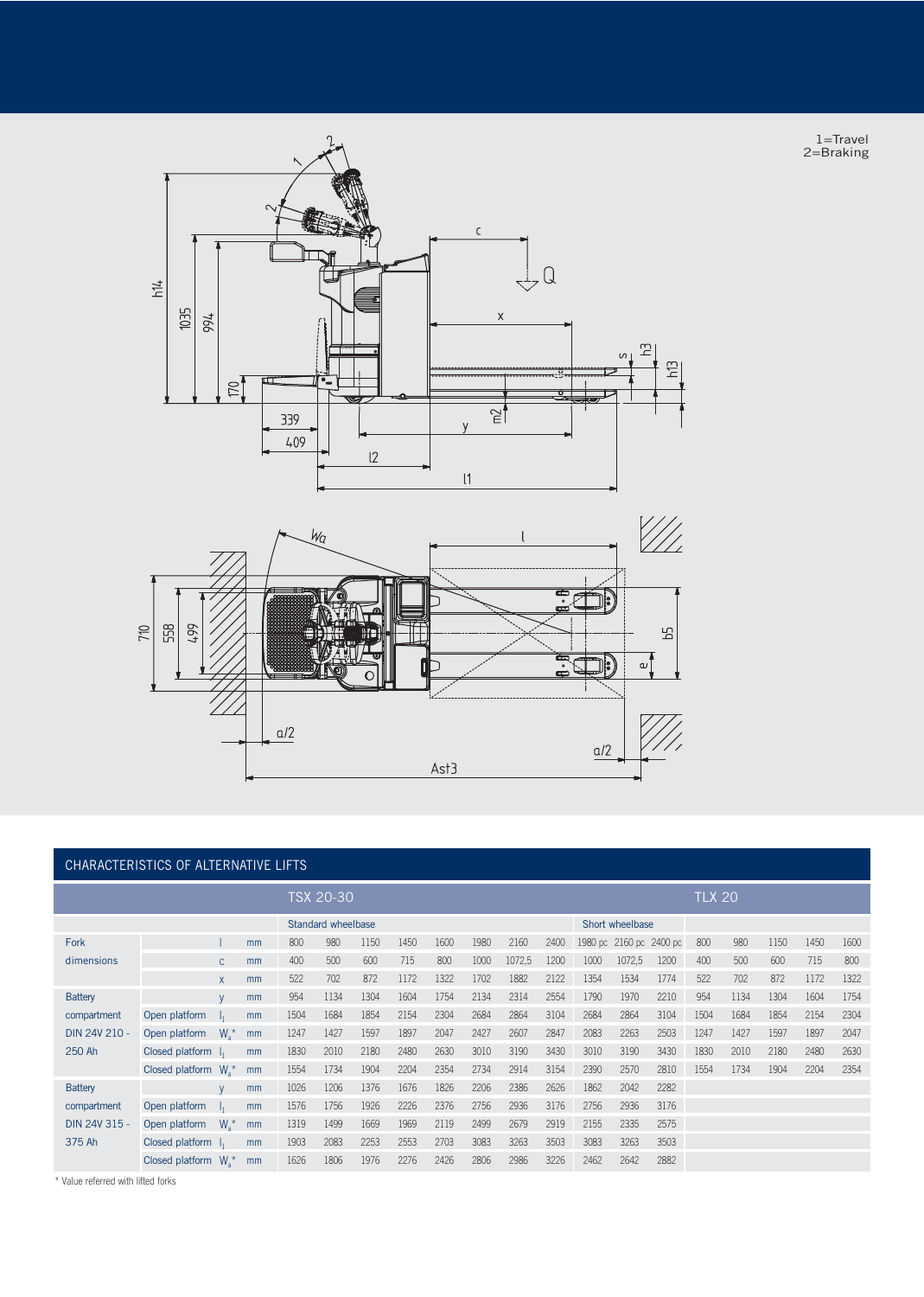1=Travel
2=Braking

## CHARACTERISTICS OF ALTERNATIVE LIFTS

| | | | | TSX 20-30 | | | | | | | | | | | TLX 20 | | | | |
|---|---|---|---|---|---|---|---|---|---|---|---|---|---|---|---|---|---|---|---|
| | | | | Standard wheelbase | | | | | | | | Short wheelbase | | | | | | | |
| Fork dimensions | | l | mm | 800 | 980 | 1150 | 1450 | 1600 | 1980 | 2160 | 2400 | 1980 pc | 2160 pc | 2400 pc | 800 | 980 | 1150 | 1450 | 1600 |
| | | c | mm | 400 | 500 | 600 | 715 | 800 | 1000 | 1072,5 | 1200 | 1000 | 1072,5 | 1200 | 400 | 500 | 600 | 715 | 800 |
| | | x | mm | 522 | 702 | 872 | 1172 | 1322 | 1702 | 1882 | 2122 | 1354 | 1534 | 1774 | 522 | 702 | 872 | 1172 | 1322 |
| Battery compartment DIN 24V 210 - 250 Ah | | y | mm | 954 | 1134 | 1304 | 1604 | 1754 | 2134 | 2314 | 2554 | 1790 | 1970 | 2210 | 954 | 1134 | 1304 | 1604 | 1754 |
| | Open platform | $l_1$ | mm | 1504 | 1684 | 1854 | 2154 | 2304 | 2684 | 2864 | 3104 | 2684 | 2864 | 3104 | 1504 | 1684 | 1854 | 2154 | 2304 |
| | Open platform | $W_a$* | mm | 1247 | 1427 | 1597 | 1897 | 2047 | 2427 | 2607 | 2847 | 2083 | 2263 | 2503 | 1247 | 1427 | 1597 | 1897 | 2047 |
| | Closed platform | $l_1$ | mm | 1830 | 2010 | 2180 | 2480 | 2630 | 3010 | 3190 | 3430 | 3010 | 3190 | 3430 | 1830 | 2010 | 2180 | 2480 | 2630 |
| | Closed platform | $W_a$* | mm | 1554 | 1734 | 1904 | 2204 | 2354 | 2734 | 2914 | 3154 | 2390 | 2570 | 2810 | 1554 | 1734 | 1904 | 2204 | 2354 |
| Battery compartment DIN 24V 315 - 375 Ah | | y | mm | 1026 | 1206 | 1376 | 1676 | 1826 | 2206 | 2386 | 2626 | 1862 | 2042 | 2282 | | | | | |
| | Open platform | $l_1$ | mm | 1576 | 1756 | 1926 | 2226 | 2376 | 2756 | 2936 | 3176 | 2756 | 2936 | 3176 | | | | | |
| | Open platform | $W_a$* | mm | 1319 | 1499 | 1669 | 1969 | 2119 | 2499 | 2679 | 2919 | 2155 | 2335 | 2575 | | | | | |
| | Closed platform | $l_1$ | mm | 1903 | 2083 | 2253 | 2553 | 2703 | 3083 | 3263 | 3503 | 3083 | 3263 | 3503 | | | | | |
| | Closed platform | $W_a$* | mm | 1626 | 1806 | 1976 | 2276 | 2426 | 2806 | 2986 | 3226 | 2462 | 2642 | 2882 | | | | | |

* Value referred with lifted forks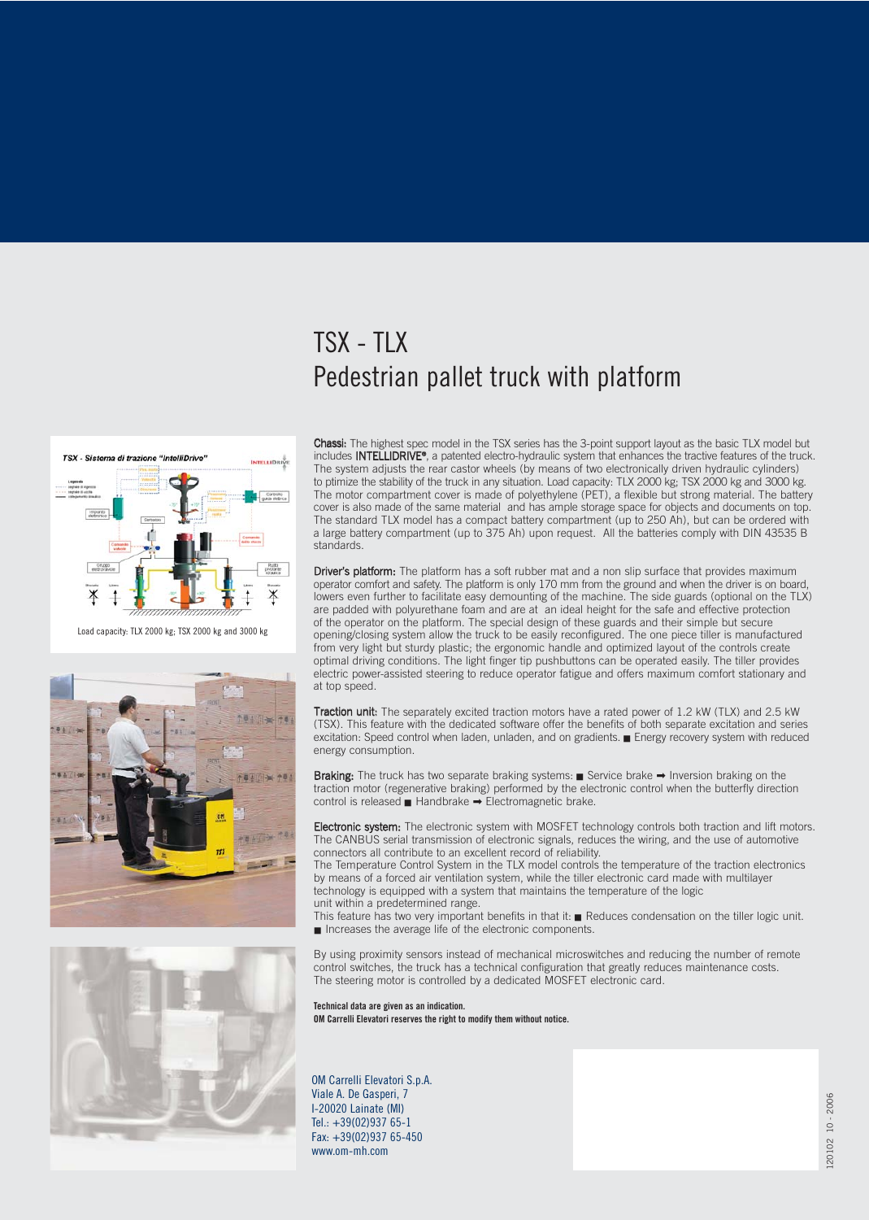# TSX - TLX
# Pedestrian pallet truck with platform

Load capacity: TLX 2000 kg; TSX 2000 kg and 3000 kg

**Chassi:** The highest spec model in the TSX series has the 3-point support layout as the basic TLX model but includes **INTELLIDRIVE®**, a patented electro-hydraulic system that enhances the tractive features of the truck. The system adjusts the rear castor wheels (by means of two electronically driven hydraulic cylinders) to ptimize the stability of the truck in any situation. Load capacity: TLX 2000 kg; TSX 2000 kg and 3000 kg. The motor compartment cover is made of polyethylene (PET), a flexible but strong material. The battery cover is also made of the same material and has ample storage space for objects and documents on top. The standard TLX model has a compact battery compartment (up to 250 Ah), but can be ordered with a large battery compartment (up to 375 Ah) upon request. All the batteries comply with DIN 43535 B standards.

**Driver's platform:** The platform has a soft rubber mat and a non slip surface that provides maximum operator comfort and safety. The platform is only 170 mm from the ground and when the driver is on board, lowers even further to facilitate easy demounting of the machine. The side guards (optional on the TLX) are padded with polyurethane foam and are at an ideal height for the safe and effective protection of the operator on the platform. The special design of these guards and their simple but secure opening/closing system allow the truck to be easily reconfigured. The one piece tiller is manufactured from very light but sturdy plastic; the ergonomic handle and optimized layout of the controls create optimal driving conditions. The light finger tip pushbuttons can be operated easily. The tiller provides electric power-assisted steering to reduce operator fatigue and offers maximum comfort stationary and at top speed.

**Traction unit:** The separately excited traction motors have a rated power of 1.2 kW (TLX) and 2.5 kW (TSX). This feature with the dedicated software offer the benefits of both separate excitation and series excitation: Speed control when laden, unladen, and on gradients. ■ Energy recovery system with reduced energy consumption.

**Braking:** The truck has two separate braking systems: ■ Service brake ➡ Inversion braking on the traction motor (regenerative braking) performed by the electronic control when the butterfly direction control is released ■ Handbrake ➡ Electromagnetic brake.

**Electronic system:** The electronic system with MOSFET technology controls both traction and lift motors. The CANBUS serial transmission of electronic signals, reduces the wiring, and the use of automotive connectors all contribute to an excellent record of reliability.
The Temperature Control System in the TLX model controls the temperature of the traction electronics by means of a forced air ventilation system, while the tiller electronic card made with multilayer technology is equipped with a system that maintains the temperature of the logic unit within a predetermined range.
This feature has two very important benefits in that it: ■ Reduces condensation on the tiller logic unit. ■ Increases the average life of the electronic components.

By using proximity sensors instead of mechanical microswitches and reducing the number of remote control switches, the truck has a technical configuration that greatly reduces maintenance costs. The steering motor is controlled by a dedicated MOSFET electronic card.

**Technical data are given as an indication.**
**OM Carrelli Elevatori reserves the right to modify them without notice.**

OM Carrelli Elevatori S.p.A.
Viale A. De Gasperi, 7
I-20020 Lainate (MI)
Tel.: +39(02)937 65-1
Fax: +39(02)937 65-450
www.om-mh.com

120102 10 - 2006